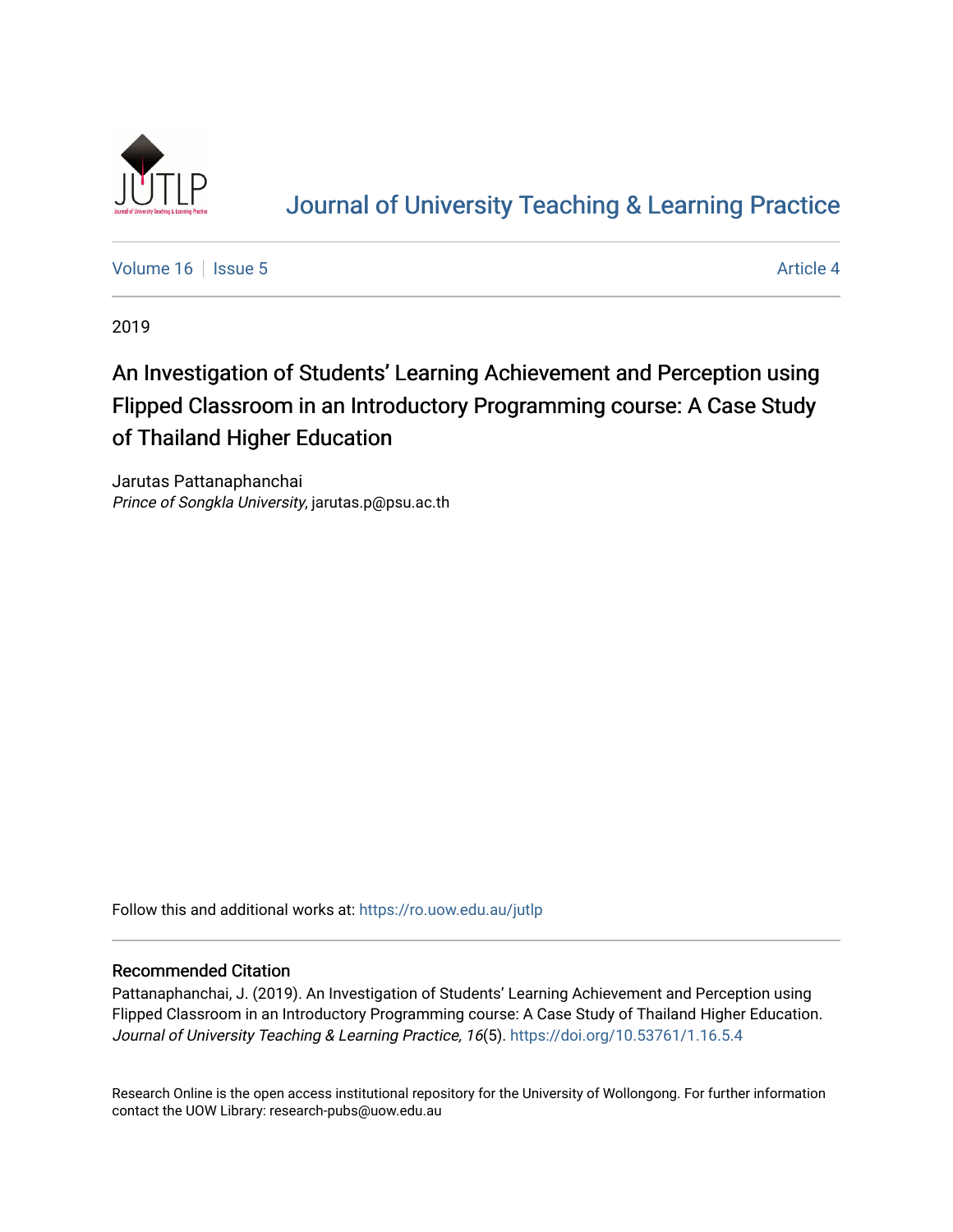# Journal of University Teaching & Learning Practice

Volume 16 | Issue 5 | Article 4

2019

## An Investigation of Students' Learning Achievement and Perception using Flipped Classroom in an Introductory Programming course: A Case Study of Thailand Higher Education

Jarutas Pattanaphanchai
*Prince of Songkla University*, jarutas.p@psu.ac.th

Follow this and additional works at: https://ro.uow.edu.au/jutlp

### Recommended Citation

Pattanaphanchai, J. (2019). An Investigation of Students' Learning Achievement and Perception using Flipped Classroom in an Introductory Programming course: A Case Study of Thailand Higher Education. *Journal of University Teaching & Learning Practice, 16*(5). https://doi.org/10.53761/1.16.5.4

Research Online is the open access institutional repository for the University of Wollongong. For further information contact the UOW Library: research-pubs@uow.edu.au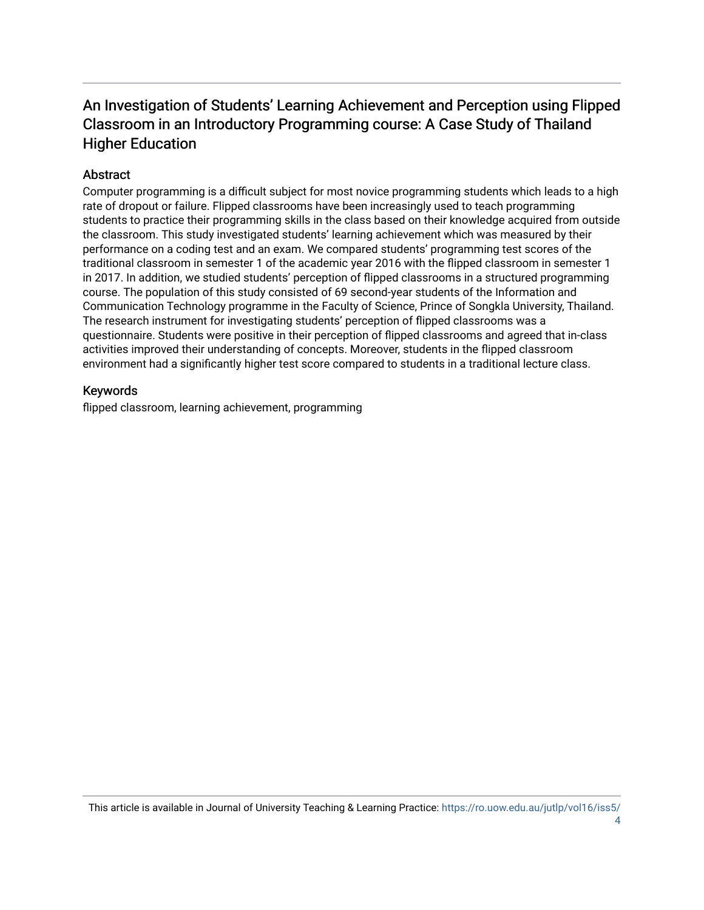# An Investigation of Students' Learning Achievement and Perception using Flipped Classroom in an Introductory Programming course: A Case Study of Thailand Higher Education

## Abstract

Computer programming is a difficult subject for most novice programming students which leads to a high rate of dropout or failure. Flipped classrooms have been increasingly used to teach programming students to practice their programming skills in the class based on their knowledge acquired from outside the classroom. This study investigated students' learning achievement which was measured by their performance on a coding test and an exam. We compared students' programming test scores of the traditional classroom in semester 1 of the academic year 2016 with the flipped classroom in semester 1 in 2017. In addition, we studied students' perception of flipped classrooms in a structured programming course. The population of this study consisted of 69 second-year students of the Information and Communication Technology programme in the Faculty of Science, Prince of Songkla University, Thailand. The research instrument for investigating students' perception of flipped classrooms was a questionnaire. Students were positive in their perception of flipped classrooms and agreed that in-class activities improved their understanding of concepts. Moreover, students in the flipped classroom environment had a significantly higher test score compared to students in a traditional lecture class.

## Keywords

flipped classroom, learning achievement, programming

This article is available in Journal of University Teaching & Learning Practice: https://ro.uow.edu.au/jutlp/vol16/iss5/4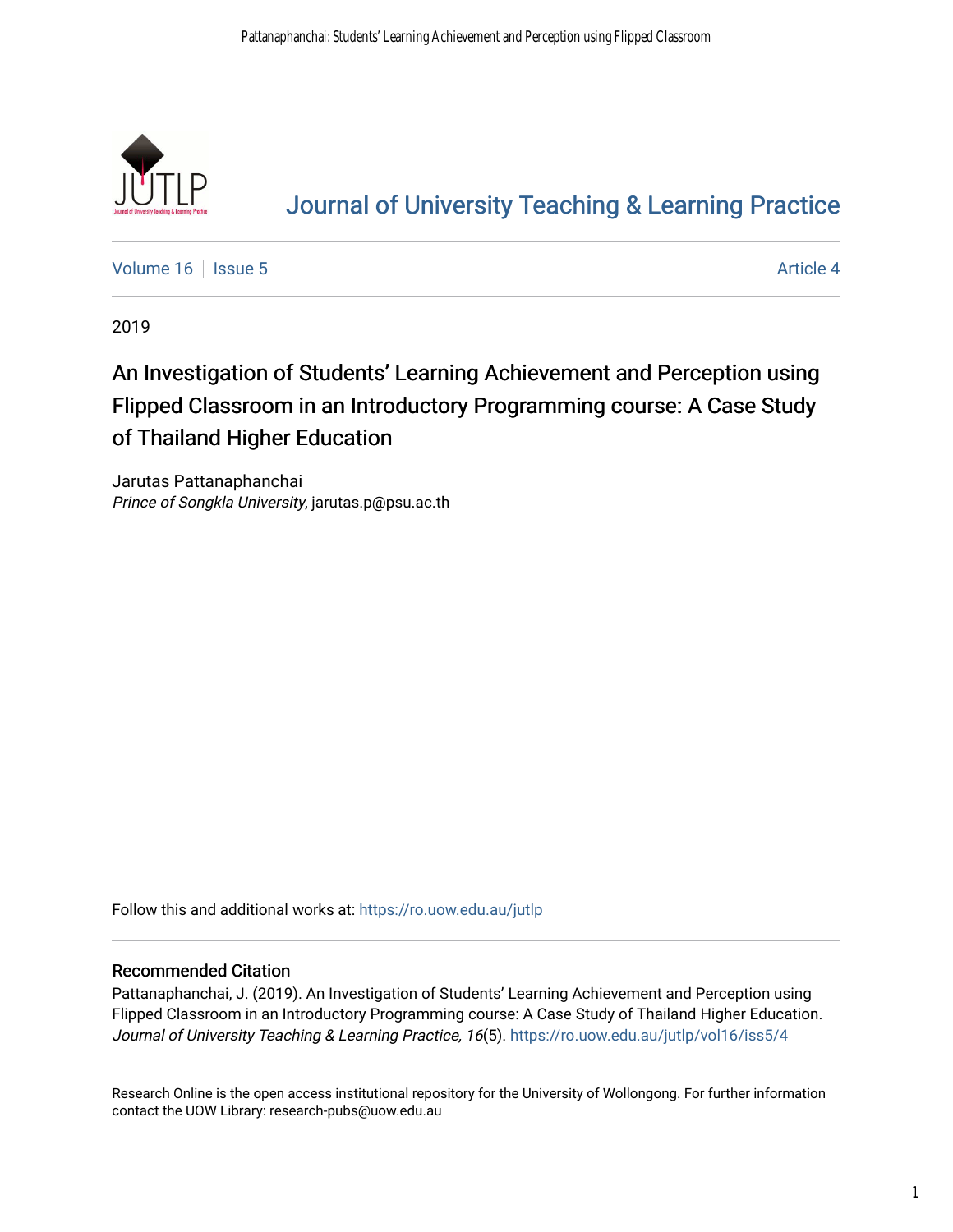[Journal of University Teaching & Learning Practice](https://ro.uow.edu.au/jutlp)

[Volume 16](https://ro.uow.edu.au/jutlp/vol16) | [Issue 5](https://ro.uow.edu.au/jutlp/vol16/iss5) | [Article 4](https://ro.uow.edu.au/jutlp/vol16/iss5/4)

2019

# An Investigation of Students' Learning Achievement and Perception using Flipped Classroom in an Introductory Programming course: A Case Study of Thailand Higher Education

Jarutas Pattanaphanchai
*Prince of Songkla University*, jarutas.p@psu.ac.th

Follow this and additional works at: https://ro.uow.edu.au/jutlp

## Recommended Citation

Pattanaphanchai, J. (2019). An Investigation of Students' Learning Achievement and Perception using Flipped Classroom in an Introductory Programming course: A Case Study of Thailand Higher Education. *Journal of University Teaching & Learning Practice, 16*(5). https://ro.uow.edu.au/jutlp/vol16/iss5/4

Research Online is the open access institutional repository for the University of Wollongong. For further information contact the UOW Library: research-pubs@uow.edu.au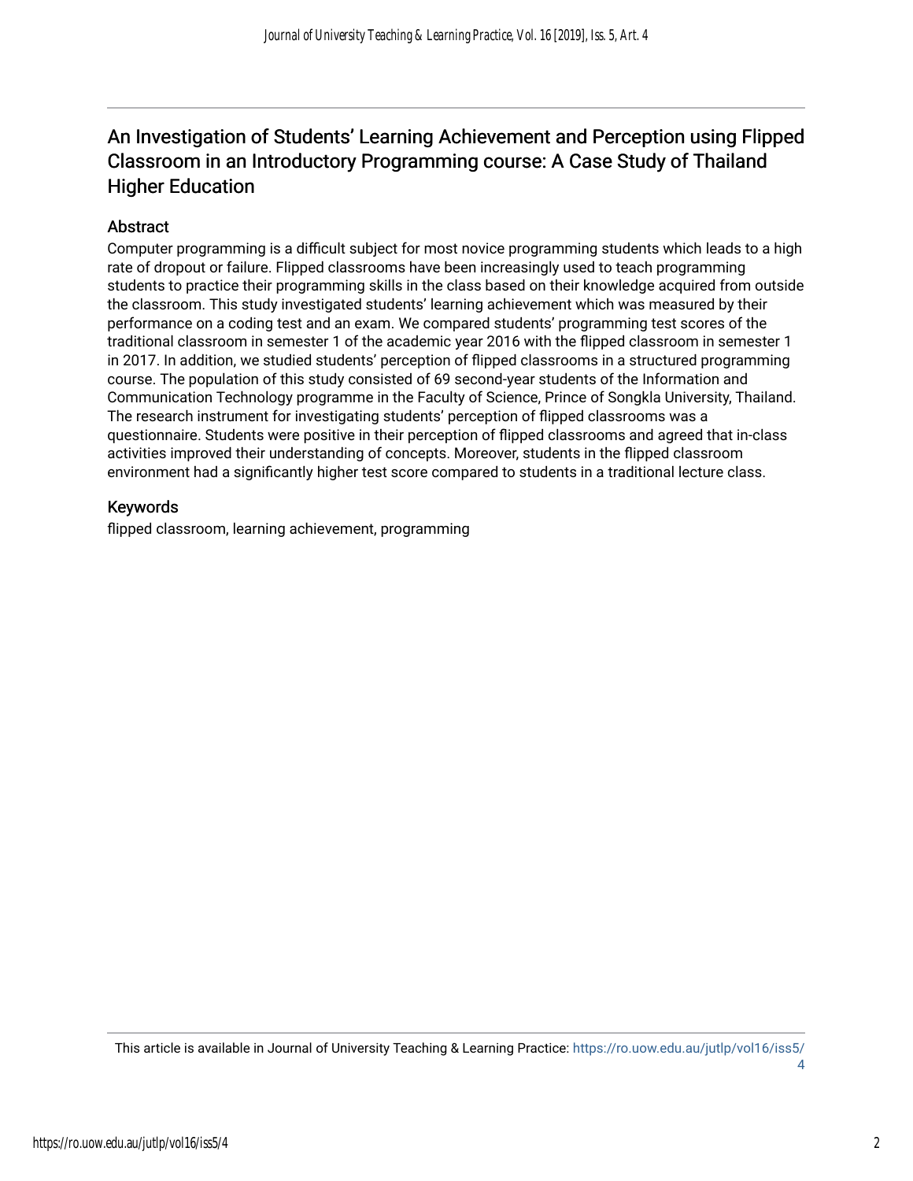# An Investigation of Students' Learning Achievement and Perception using Flipped Classroom in an Introductory Programming course: A Case Study of Thailand Higher Education

## Abstract

Computer programming is a difficult subject for most novice programming students which leads to a high rate of dropout or failure. Flipped classrooms have been increasingly used to teach programming students to practice their programming skills in the class based on their knowledge acquired from outside the classroom. This study investigated students' learning achievement which was measured by their performance on a coding test and an exam. We compared students' programming test scores of the traditional classroom in semester 1 of the academic year 2016 with the flipped classroom in semester 1 in 2017. In addition, we studied students' perception of flipped classrooms in a structured programming course. The population of this study consisted of 69 second-year students of the Information and Communication Technology programme in the Faculty of Science, Prince of Songkla University, Thailand. The research instrument for investigating students' perception of flipped classrooms was a questionnaire. Students were positive in their perception of flipped classrooms and agreed that in-class activities improved their understanding of concepts. Moreover, students in the flipped classroom environment had a significantly higher test score compared to students in a traditional lecture class.

## Keywords

flipped classroom, learning achievement, programming

This article is available in Journal of University Teaching & Learning Practice: https://ro.uow.edu.au/jutlp/vol16/iss5/4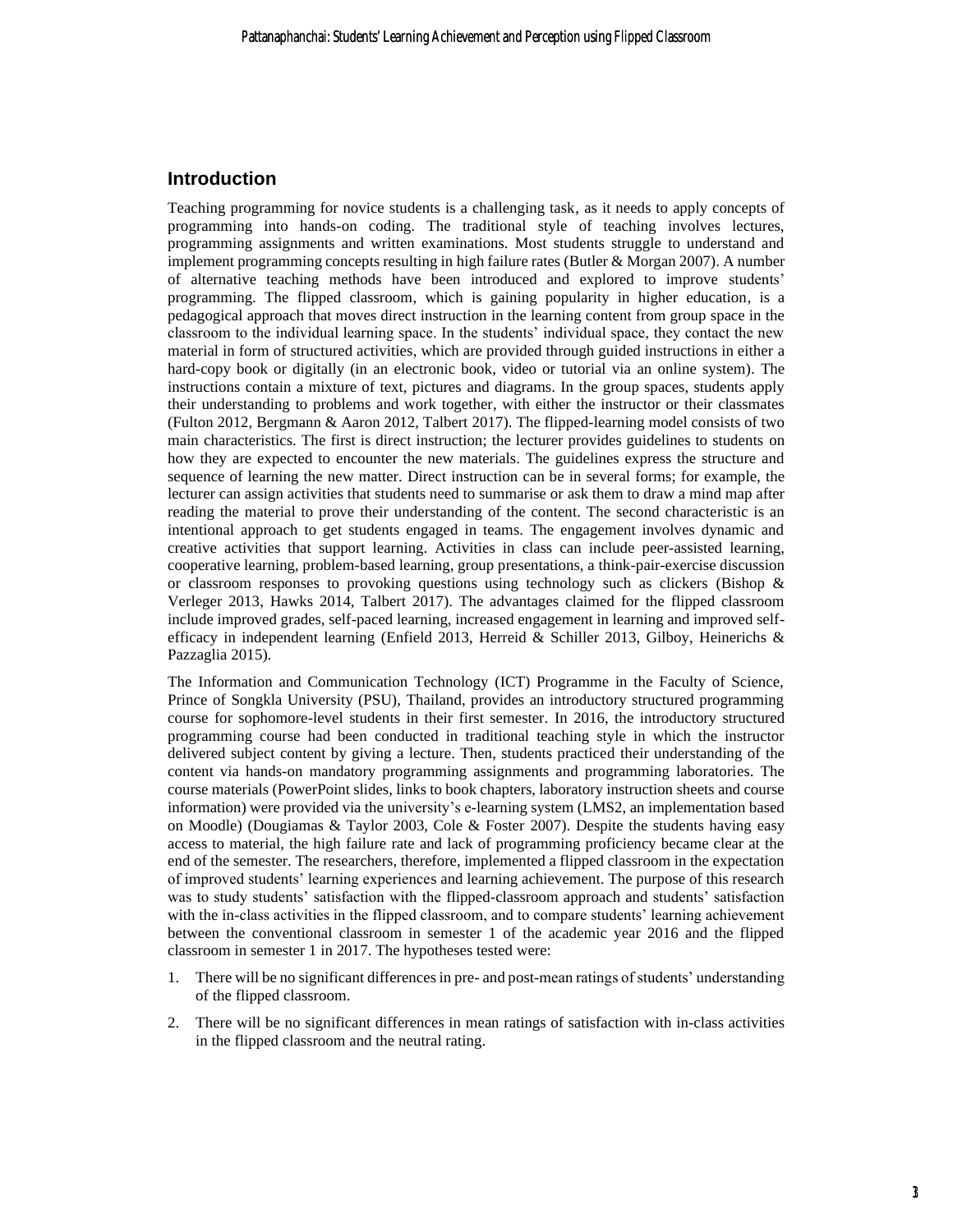## Introduction

Teaching programming for novice students is a challenging task, as it needs to apply concepts of programming into hands-on coding. The traditional style of teaching involves lectures, programming assignments and written examinations. Most students struggle to understand and implement programming concepts resulting in high failure rates (Butler & Morgan 2007). A number of alternative teaching methods have been introduced and explored to improve students' programming. The flipped classroom, which is gaining popularity in higher education, is a pedagogical approach that moves direct instruction in the learning content from group space in the classroom to the individual learning space. In the students' individual space, they contact the new material in form of structured activities, which are provided through guided instructions in either a hard-copy book or digitally (in an electronic book, video or tutorial via an online system). The instructions contain a mixture of text, pictures and diagrams. In the group spaces, students apply their understanding to problems and work together, with either the instructor or their classmates (Fulton 2012, Bergmann & Aaron 2012, Talbert 2017). The flipped-learning model consists of two main characteristics. The first is direct instruction; the lecturer provides guidelines to students on how they are expected to encounter the new materials. The guidelines express the structure and sequence of learning the new matter. Direct instruction can be in several forms; for example, the lecturer can assign activities that students need to summarise or ask them to draw a mind map after reading the material to prove their understanding of the content. The second characteristic is an intentional approach to get students engaged in teams. The engagement involves dynamic and creative activities that support learning. Activities in class can include peer-assisted learning, cooperative learning, problem-based learning, group presentations, a think-pair-exercise discussion or classroom responses to provoking questions using technology such as clickers (Bishop & Verleger 2013, Hawks 2014, Talbert 2017). The advantages claimed for the flipped classroom include improved grades, self-paced learning, increased engagement in learning and improved self-efficacy in independent learning (Enfield 2013, Herreid & Schiller 2013, Gilboy, Heinerichs & Pazzaglia 2015).

The Information and Communication Technology (ICT) Programme in the Faculty of Science, Prince of Songkla University (PSU), Thailand, provides an introductory structured programming course for sophomore-level students in their first semester. In 2016, the introductory structured programming course had been conducted in traditional teaching style in which the instructor delivered subject content by giving a lecture. Then, students practiced their understanding of the content via hands-on mandatory programming assignments and programming laboratories. The course materials (PowerPoint slides, links to book chapters, laboratory instruction sheets and course information) were provided via the university's e-learning system (LMS2, an implementation based on Moodle) (Dougiamas & Taylor 2003, Cole & Foster 2007). Despite the students having easy access to material, the high failure rate and lack of programming proficiency became clear at the end of the semester. The researchers, therefore, implemented a flipped classroom in the expectation of improved students' learning experiences and learning achievement. The purpose of this research was to study students' satisfaction with the flipped-classroom approach and students' satisfaction with the in-class activities in the flipped classroom, and to compare students' learning achievement between the conventional classroom in semester 1 of the academic year 2016 and the flipped classroom in semester 1 in 2017. The hypotheses tested were:

1. There will be no significant differences in pre- and post-mean ratings of students' understanding of the flipped classroom.
2. There will be no significant differences in mean ratings of satisfaction with in-class activities in the flipped classroom and the neutral rating.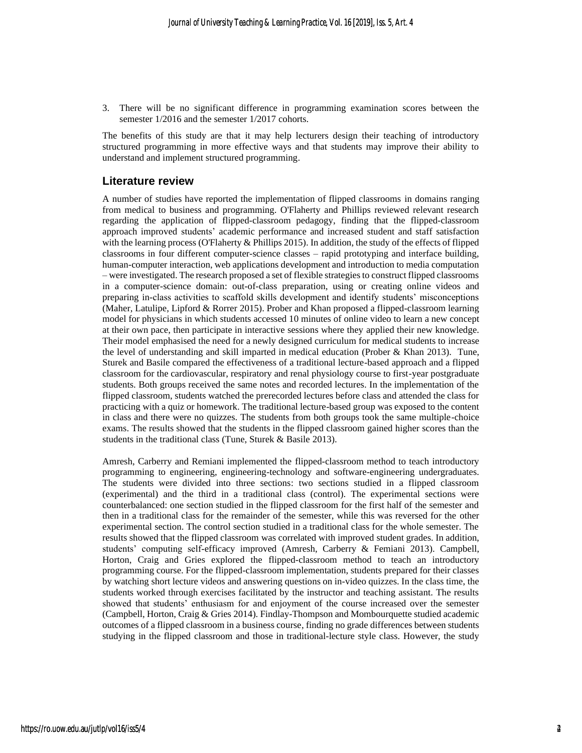3. There will be no significant difference in programming examination scores between the semester 1/2016 and the semester 1/2017 cohorts.

The benefits of this study are that it may help lecturers design their teaching of introductory structured programming in more effective ways and that students may improve their ability to understand and implement structured programming.

## Literature review

A number of studies have reported the implementation of flipped classrooms in domains ranging from medical to business and programming. O'Flaherty and Phillips reviewed relevant research regarding the application of flipped-classroom pedagogy, finding that the flipped-classroom approach improved students' academic performance and increased student and staff satisfaction with the learning process (O'Flaherty & Phillips 2015). In addition, the study of the effects of flipped classrooms in four different computer-science classes – rapid prototyping and interface building, human-computer interaction, web applications development and introduction to media computation – were investigated. The research proposed a set of flexible strategies to construct flipped classrooms in a computer-science domain: out-of-class preparation, using or creating online videos and preparing in-class activities to scaffold skills development and identify students' misconceptions (Maher, Latulipe, Lipford & Rorrer 2015). Prober and Khan proposed a flipped-classroom learning model for physicians in which students accessed 10 minutes of online video to learn a new concept at their own pace, then participate in interactive sessions where they applied their new knowledge. Their model emphasised the need for a newly designed curriculum for medical students to increase the level of understanding and skill imparted in medical education (Prober & Khan 2013). Tune, Sturek and Basile compared the effectiveness of a traditional lecture-based approach and a flipped classroom for the cardiovascular, respiratory and renal physiology course to first-year postgraduate students. Both groups received the same notes and recorded lectures. In the implementation of the flipped classroom, students watched the prerecorded lectures before class and attended the class for practicing with a quiz or homework. The traditional lecture-based group was exposed to the content in class and there were no quizzes. The students from both groups took the same multiple-choice exams. The results showed that the students in the flipped classroom gained higher scores than the students in the traditional class (Tune, Sturek & Basile 2013).

Amresh, Carberry and Remiani implemented the flipped-classroom method to teach introductory programming to engineering, engineering-technology and software-engineering undergraduates. The students were divided into three sections: two sections studied in a flipped classroom (experimental) and the third in a traditional class (control). The experimental sections were counterbalanced: one section studied in the flipped classroom for the first half of the semester and then in a traditional class for the remainder of the semester, while this was reversed for the other experimental section. The control section studied in a traditional class for the whole semester. The results showed that the flipped classroom was correlated with improved student grades. In addition, students' computing self-efficacy improved (Amresh, Carberry & Femiani 2013). Campbell, Horton, Craig and Gries explored the flipped-classroom method to teach an introductory programming course. For the flipped-classroom implementation, students prepared for their classes by watching short lecture videos and answering questions on in-video quizzes. In the class time, the students worked through exercises facilitated by the instructor and teaching assistant. The results showed that students' enthusiasm for and enjoyment of the course increased over the semester (Campbell, Horton, Craig & Gries 2014). Findlay-Thompson and Mombourquette studied academic outcomes of a flipped classroom in a business course, finding no grade differences between students studying in the flipped classroom and those in traditional-lecture style class. However, the study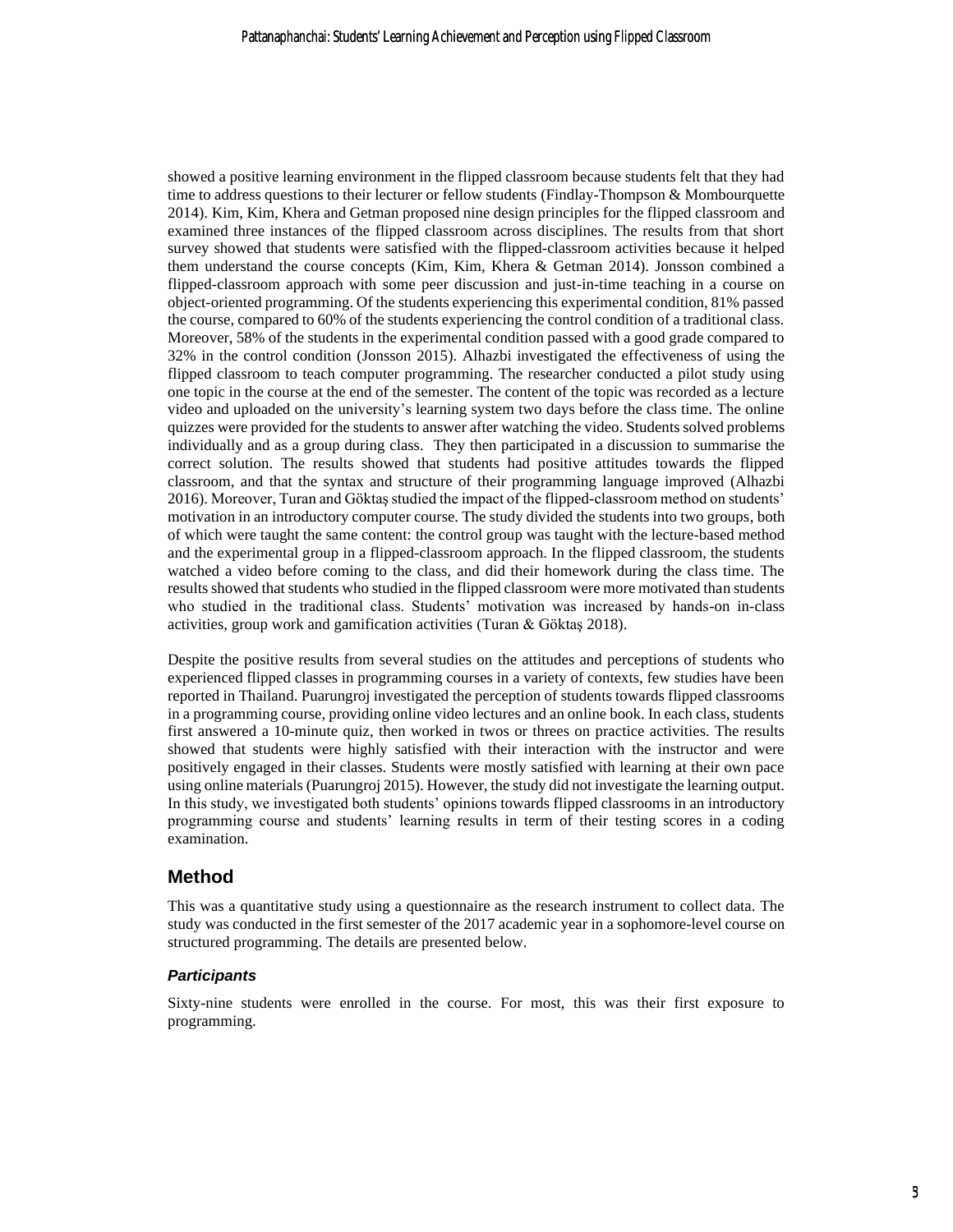showed a positive learning environment in the flipped classroom because students felt that they had time to address questions to their lecturer or fellow students (Findlay-Thompson & Mombourquette 2014). Kim, Kim, Khera and Getman proposed nine design principles for the flipped classroom and examined three instances of the flipped classroom across disciplines. The results from that short survey showed that students were satisfied with the flipped-classroom activities because it helped them understand the course concepts (Kim, Kim, Khera & Getman 2014). Jonsson combined a flipped-classroom approach with some peer discussion and just-in-time teaching in a course on object-oriented programming. Of the students experiencing this experimental condition, 81% passed the course, compared to 60% of the students experiencing the control condition of a traditional class. Moreover, 58% of the students in the experimental condition passed with a good grade compared to 32% in the control condition (Jonsson 2015). Alhazbi investigated the effectiveness of using the flipped classroom to teach computer programming. The researcher conducted a pilot study using one topic in the course at the end of the semester. The content of the topic was recorded as a lecture video and uploaded on the university's learning system two days before the class time. The online quizzes were provided for the students to answer after watching the video. Students solved problems individually and as a group during class. They then participated in a discussion to summarise the correct solution. The results showed that students had positive attitudes towards the flipped classroom, and that the syntax and structure of their programming language improved (Alhazbi 2016). Moreover, Turan and Göktaş studied the impact of the flipped-classroom method on students' motivation in an introductory computer course. The study divided the students into two groups, both of which were taught the same content: the control group was taught with the lecture-based method and the experimental group in a flipped-classroom approach. In the flipped classroom, the students watched a video before coming to the class, and did their homework during the class time. The results showed that students who studied in the flipped classroom were more motivated than students who studied in the traditional class. Students' motivation was increased by hands-on in-class activities, group work and gamification activities (Turan & Göktaş 2018).

Despite the positive results from several studies on the attitudes and perceptions of students who experienced flipped classes in programming courses in a variety of contexts, few studies have been reported in Thailand. Puarungroj investigated the perception of students towards flipped classrooms in a programming course, providing online video lectures and an online book. In each class, students first answered a 10-minute quiz, then worked in twos or threes on practice activities. The results showed that students were highly satisfied with their interaction with the instructor and were positively engaged in their classes. Students were mostly satisfied with learning at their own pace using online materials (Puarungroj 2015). However, the study did not investigate the learning output. In this study, we investigated both students' opinions towards flipped classrooms in an introductory programming course and students' learning results in term of their testing scores in a coding examination.

## Method

This was a quantitative study using a questionnaire as the research instrument to collect data. The study was conducted in the first semester of the 2017 academic year in a sophomore-level course on structured programming. The details are presented below.

### *Participants*

Sixty-nine students were enrolled in the course. For most, this was their first exposure to programming.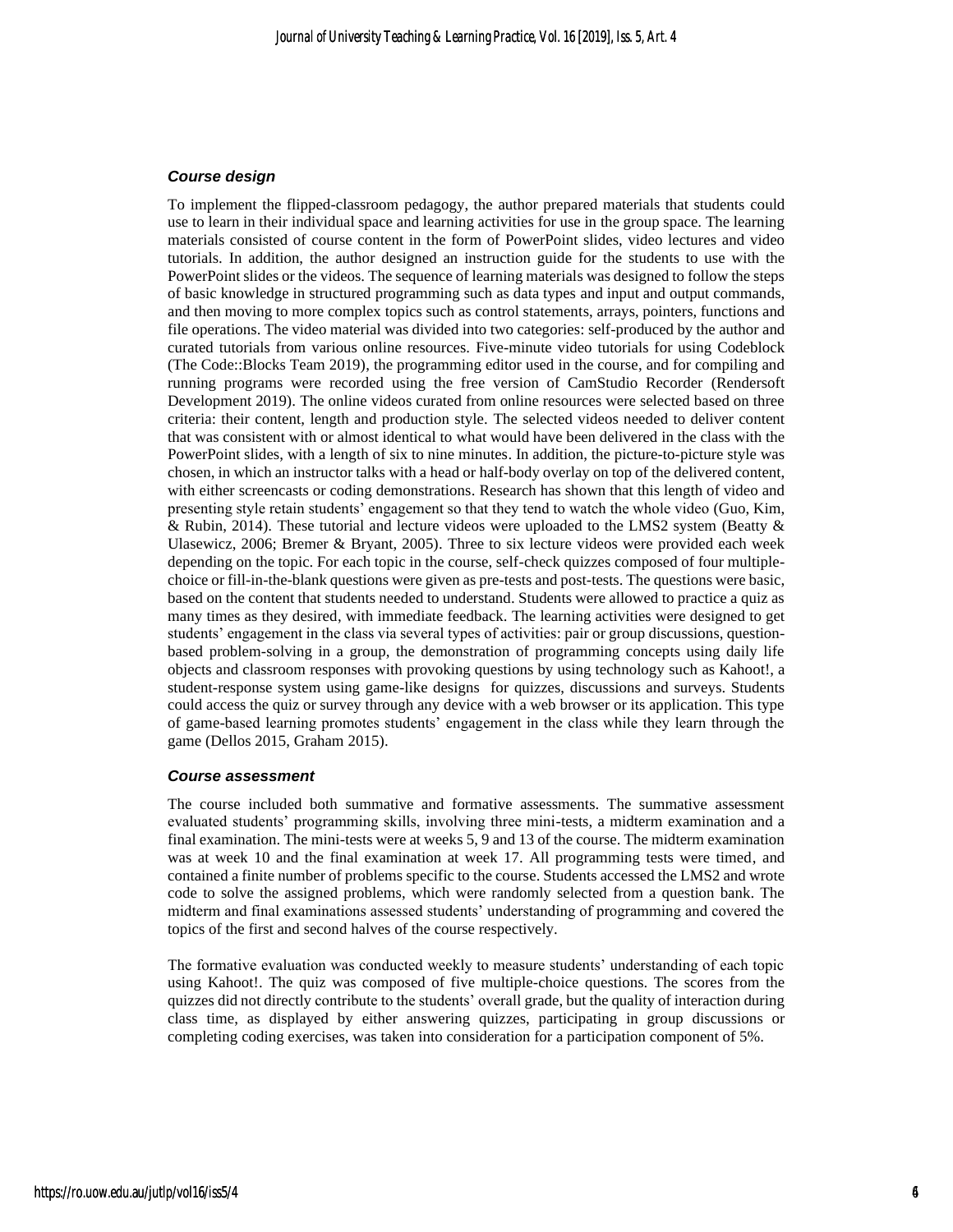### *Course design*

To implement the flipped-classroom pedagogy, the author prepared materials that students could use to learn in their individual space and learning activities for use in the group space. The learning materials consisted of course content in the form of PowerPoint slides, video lectures and video tutorials. In addition, the author designed an instruction guide for the students to use with the PowerPoint slides or the videos. The sequence of learning materials was designed to follow the steps of basic knowledge in structured programming such as data types and input and output commands, and then moving to more complex topics such as control statements, arrays, pointers, functions and file operations. The video material was divided into two categories: self-produced by the author and curated tutorials from various online resources. Five-minute video tutorials for using Codeblock (The Code::Blocks Team 2019), the programming editor used in the course, and for compiling and running programs were recorded using the free version of CamStudio Recorder (Rendersoft Development 2019). The online videos curated from online resources were selected based on three criteria: their content, length and production style. The selected videos needed to deliver content that was consistent with or almost identical to what would have been delivered in the class with the PowerPoint slides, with a length of six to nine minutes. In addition, the picture-to-picture style was chosen, in which an instructor talks with a head or half-body overlay on top of the delivered content, with either screencasts or coding demonstrations. Research has shown that this length of video and presenting style retain students' engagement so that they tend to watch the whole video (Guo, Kim, & Rubin, 2014). These tutorial and lecture videos were uploaded to the LMS2 system (Beatty & Ulasewicz, 2006; Bremer & Bryant, 2005). Three to six lecture videos were provided each week depending on the topic. For each topic in the course, self-check quizzes composed of four multiple-choice or fill-in-the-blank questions were given as pre-tests and post-tests. The questions were basic, based on the content that students needed to understand. Students were allowed to practice a quiz as many times as they desired, with immediate feedback. The learning activities were designed to get students' engagement in the class via several types of activities: pair or group discussions, question-based problem-solving in a group, the demonstration of programming concepts using daily life objects and classroom responses with provoking questions by using technology such as Kahoot!, a student-response system using game-like designs for quizzes, discussions and surveys. Students could access the quiz or survey through any device with a web browser or its application. This type of game-based learning promotes students' engagement in the class while they learn through the game (Dellos 2015, Graham 2015).

### *Course assessment*

The course included both summative and formative assessments. The summative assessment evaluated students' programming skills, involving three mini-tests, a midterm examination and a final examination. The mini-tests were at weeks 5, 9 and 13 of the course. The midterm examination was at week 10 and the final examination at week 17. All programming tests were timed, and contained a finite number of problems specific to the course. Students accessed the LMS2 and wrote code to solve the assigned problems, which were randomly selected from a question bank. The midterm and final examinations assessed students' understanding of programming and covered the topics of the first and second halves of the course respectively.

The formative evaluation was conducted weekly to measure students' understanding of each topic using Kahoot!. The quiz was composed of five multiple-choice questions. The scores from the quizzes did not directly contribute to the students' overall grade, but the quality of interaction during class time, as displayed by either answering quizzes, participating in group discussions or completing coding exercises, was taken into consideration for a participation component of 5%.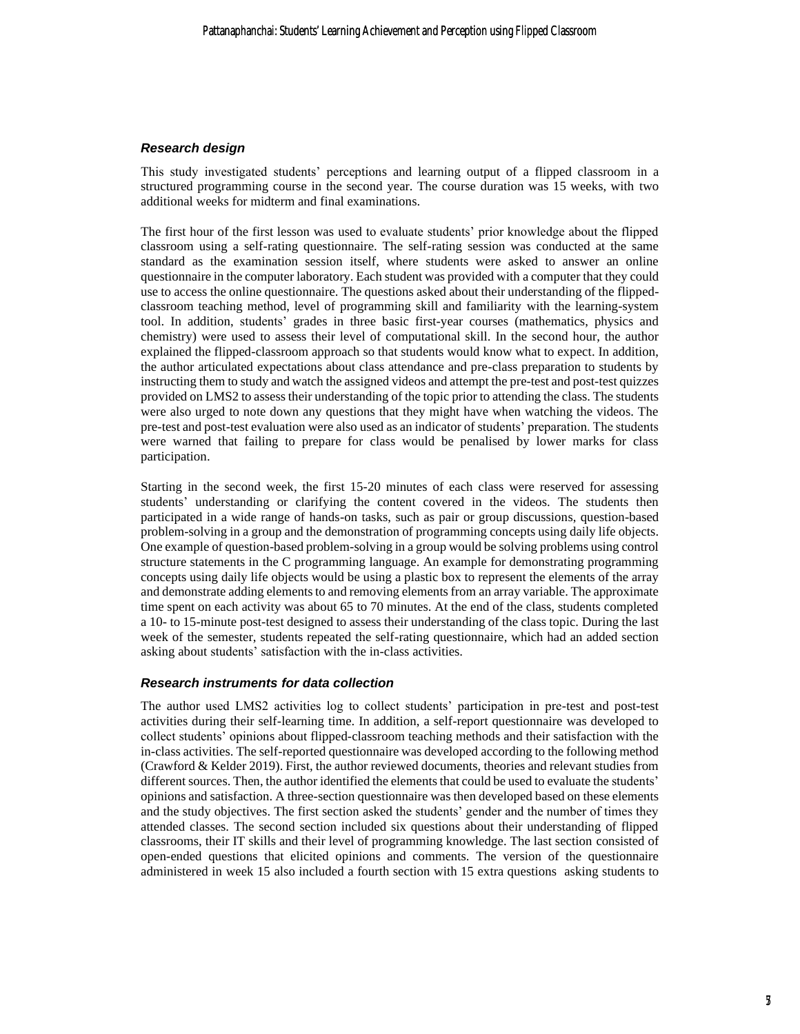### *Research design*

This study investigated students' perceptions and learning output of a flipped classroom in a structured programming course in the second year. The course duration was 15 weeks, with two additional weeks for midterm and final examinations.

The first hour of the first lesson was used to evaluate students' prior knowledge about the flipped classroom using a self-rating questionnaire. The self-rating session was conducted at the same standard as the examination session itself, where students were asked to answer an online questionnaire in the computer laboratory. Each student was provided with a computer that they could use to access the online questionnaire. The questions asked about their understanding of the flipped-classroom teaching method, level of programming skill and familiarity with the learning-system tool. In addition, students' grades in three basic first-year courses (mathematics, physics and chemistry) were used to assess their level of computational skill. In the second hour, the author explained the flipped-classroom approach so that students would know what to expect. In addition, the author articulated expectations about class attendance and pre-class preparation to students by instructing them to study and watch the assigned videos and attempt the pre-test and post-test quizzes provided on LMS2 to assess their understanding of the topic prior to attending the class. The students were also urged to note down any questions that they might have when watching the videos. The pre-test and post-test evaluation were also used as an indicator of students' preparation. The students were warned that failing to prepare for class would be penalised by lower marks for class participation.

Starting in the second week, the first 15-20 minutes of each class were reserved for assessing students' understanding or clarifying the content covered in the videos. The students then participated in a wide range of hands-on tasks, such as pair or group discussions, question-based problem-solving in a group and the demonstration of programming concepts using daily life objects. One example of question-based problem-solving in a group would be solving problems using control structure statements in the C programming language. An example for demonstrating programming concepts using daily life objects would be using a plastic box to represent the elements of the array and demonstrate adding elements to and removing elements from an array variable. The approximate time spent on each activity was about 65 to 70 minutes. At the end of the class, students completed a 10- to 15-minute post-test designed to assess their understanding of the class topic. During the last week of the semester, students repeated the self-rating questionnaire, which had an added section asking about students' satisfaction with the in-class activities.

### *Research instruments for data collection*

The author used LMS2 activities log to collect students' participation in pre-test and post-test activities during their self-learning time. In addition, a self-report questionnaire was developed to collect students' opinions about flipped-classroom teaching methods and their satisfaction with the in-class activities. The self-reported questionnaire was developed according to the following method (Crawford & Kelder 2019). First, the author reviewed documents, theories and relevant studies from different sources. Then, the author identified the elements that could be used to evaluate the students' opinions and satisfaction. A three-section questionnaire was then developed based on these elements and the study objectives. The first section asked the students' gender and the number of times they attended classes. The second section included six questions about their understanding of flipped classrooms, their IT skills and their level of programming knowledge. The last section consisted of open-ended questions that elicited opinions and comments. The version of the questionnaire administered in week 15 also included a fourth section with 15 extra questions asking students to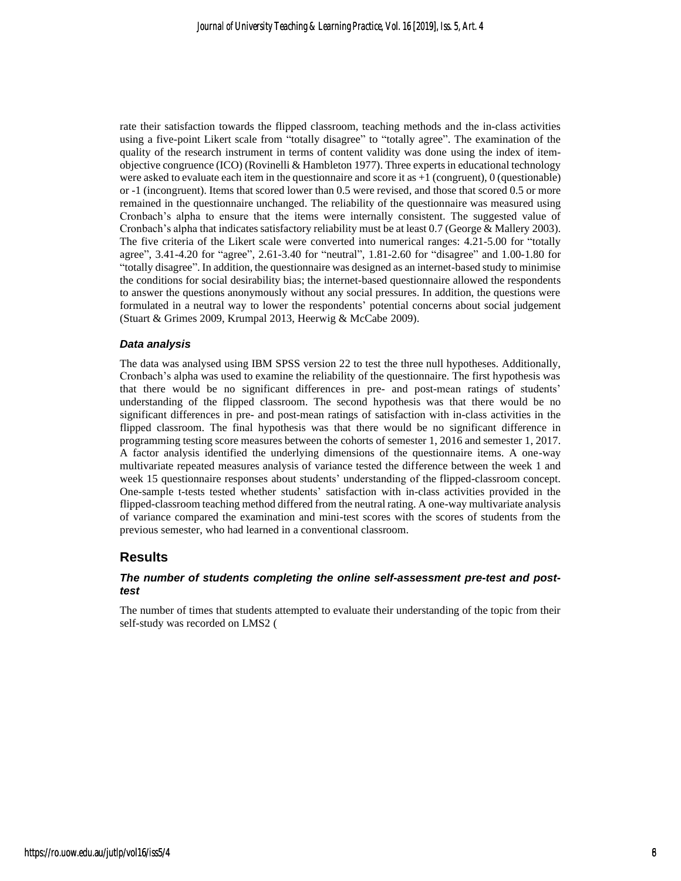rate their satisfaction towards the flipped classroom, teaching methods and the in-class activities using a five-point Likert scale from "totally disagree" to "totally agree". The examination of the quality of the research instrument in terms of content validity was done using the index of item-objective congruence (ICO) (Rovinelli & Hambleton 1977). Three experts in educational technology were asked to evaluate each item in the questionnaire and score it as +1 (congruent), 0 (questionable) or -1 (incongruent). Items that scored lower than 0.5 were revised, and those that scored 0.5 or more remained in the questionnaire unchanged. The reliability of the questionnaire was measured using Cronbach's alpha to ensure that the items were internally consistent. The suggested value of Cronbach's alpha that indicates satisfactory reliability must be at least 0.7 (George & Mallery 2003). The five criteria of the Likert scale were converted into numerical ranges: 4.21-5.00 for "totally agree", 3.41-4.20 for "agree", 2.61-3.40 for "neutral", 1.81-2.60 for "disagree" and 1.00-1.80 for "totally disagree". In addition, the questionnaire was designed as an internet-based study to minimise the conditions for social desirability bias; the internet-based questionnaire allowed the respondents to answer the questions anonymously without any social pressures. In addition, the questions were formulated in a neutral way to lower the respondents' potential concerns about social judgement (Stuart & Grimes 2009, Krumpal 2013, Heerwig & McCabe 2009).

### *Data analysis*

The data was analysed using IBM SPSS version 22 to test the three null hypotheses. Additionally, Cronbach's alpha was used to examine the reliability of the questionnaire. The first hypothesis was that there would be no significant differences in pre- and post-mean ratings of students' understanding of the flipped classroom. The second hypothesis was that there would be no significant differences in pre- and post-mean ratings of satisfaction with in-class activities in the flipped classroom. The final hypothesis was that there would be no significant difference in programming testing score measures between the cohorts of semester 1, 2016 and semester 1, 2017. A factor analysis identified the underlying dimensions of the questionnaire items. A one-way multivariate repeated measures analysis of variance tested the difference between the week 1 and week 15 questionnaire responses about students' understanding of the flipped-classroom concept. One-sample t-tests tested whether students' satisfaction with in-class activities provided in the flipped-classroom teaching method differed from the neutral rating. A one-way multivariate analysis of variance compared the examination and mini-test scores with the scores of students from the previous semester, who had learned in a conventional classroom.

## Results

### *The number of students completing the online self-assessment pre-test and post-test*

The number of times that students attempted to evaluate their understanding of the topic from their self-study was recorded on LMS2 (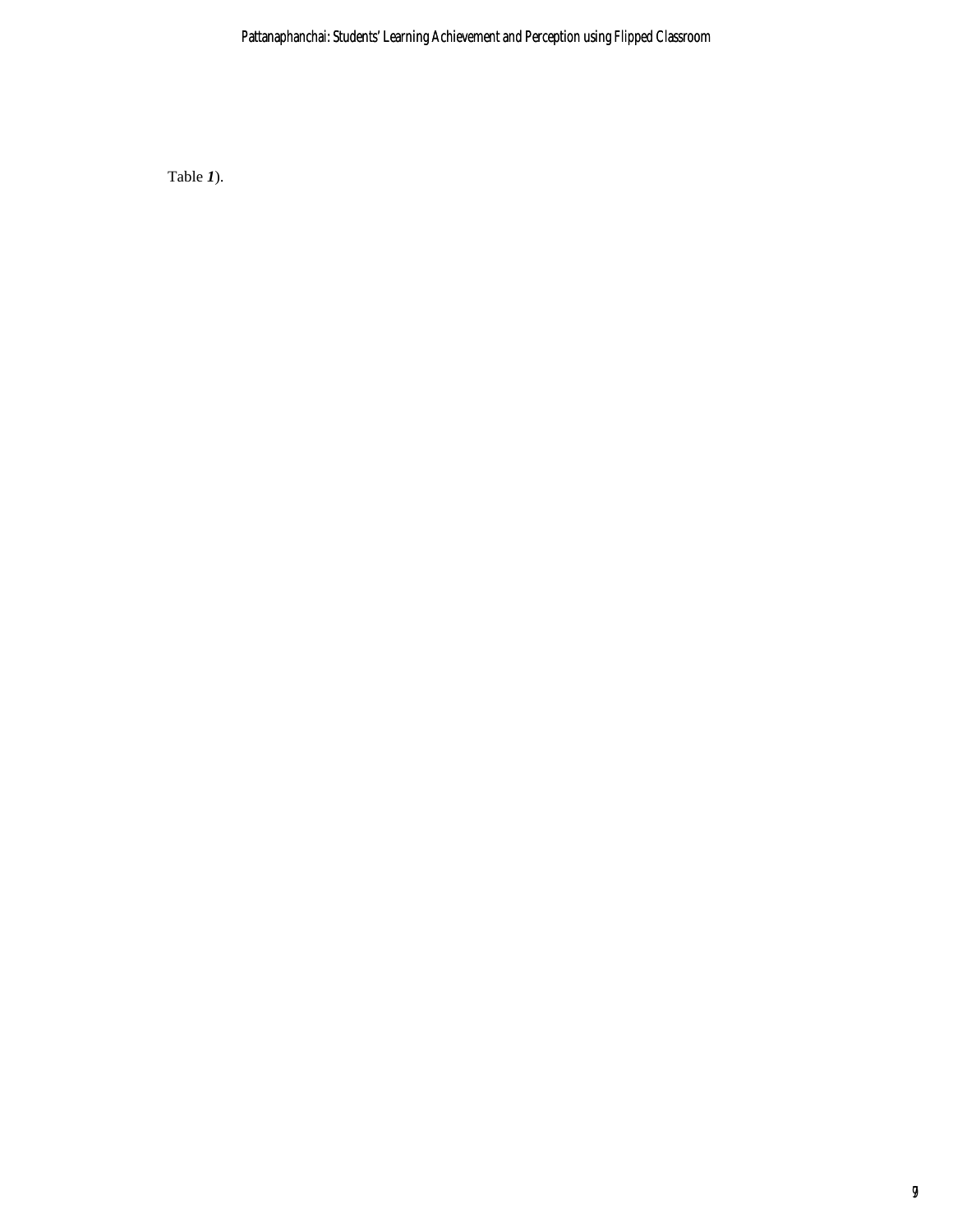Table *1*).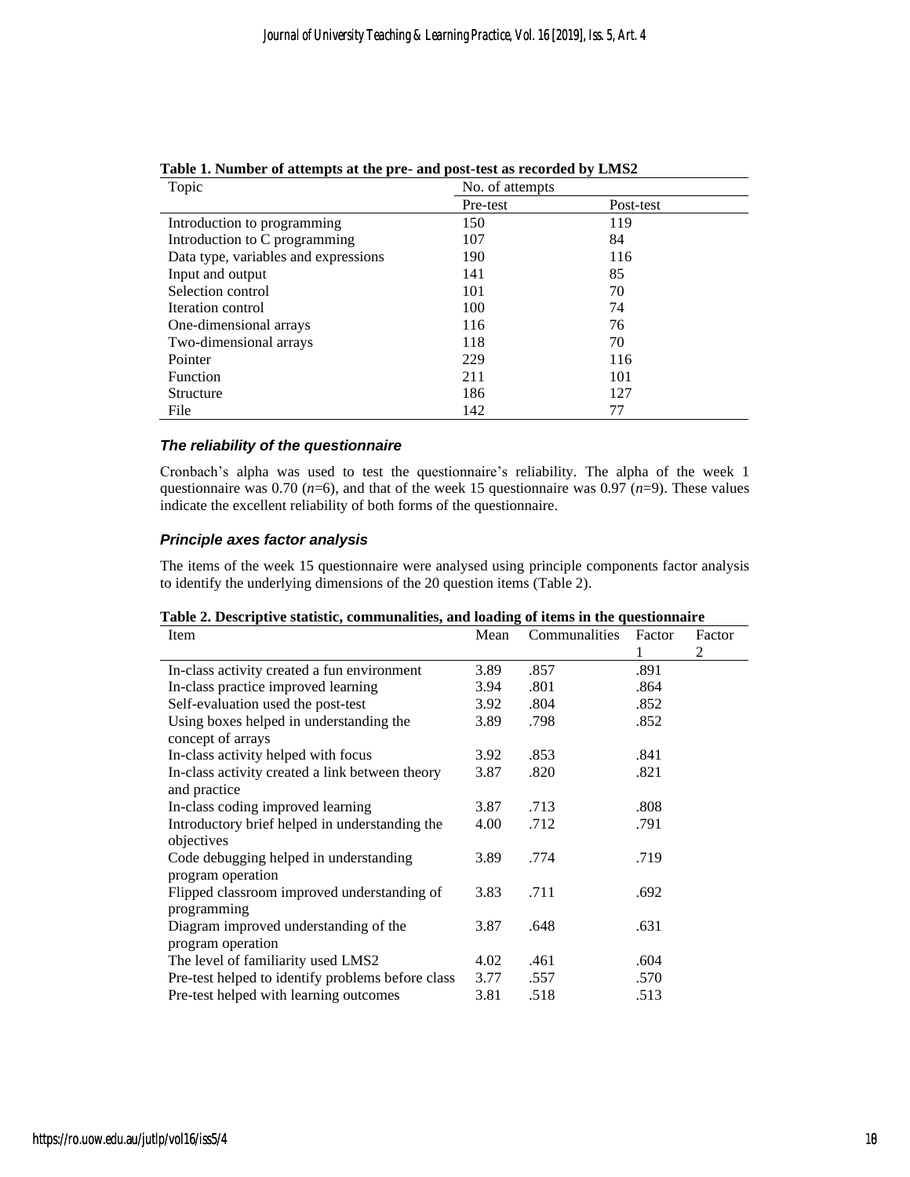**Table 1. Number of attempts at the pre- and post-test as recorded by LMS2**

| Topic | No. of attempts | |
|---|---|---|
| | Pre-test | Post-test |
| Introduction to programming | 150 | 119 |
| Introduction to C programming | 107 | 84 |
| Data type, variables and expressions | 190 | 116 |
| Input and output | 141 | 85 |
| Selection control | 101 | 70 |
| Iteration control | 100 | 74 |
| One-dimensional arrays | 116 | 76 |
| Two-dimensional arrays | 118 | 70 |
| Pointer | 229 | 116 |
| Function | 211 | 101 |
| Structure | 186 | 127 |
| File | 142 | 77 |

### *The reliability of the questionnaire*

Cronbach's alpha was used to test the questionnaire's reliability. The alpha of the week 1 questionnaire was 0.70 ($n$=6), and that of the week 15 questionnaire was 0.97 ($n$=9). These values indicate the excellent reliability of both forms of the questionnaire.

### *Principle axes factor analysis*

The items of the week 15 questionnaire were analysed using principle components factor analysis to identify the underlying dimensions of the 20 question items (Table 2).

**Table 2. Descriptive statistic, communalities, and loading of items in the questionnaire**

| Item | Mean | Communalities | Factor 1 | Factor 2 |
|---|---|---|---|---|
| In-class activity created a fun environment | 3.89 | .857 | .891 | |
| In-class practice improved learning | 3.94 | .801 | .864 | |
| Self-evaluation used the post-test | 3.92 | .804 | .852 | |
| Using boxes helped in understanding the concept of arrays | 3.89 | .798 | .852 | |
| In-class activity helped with focus | 3.92 | .853 | .841 | |
| In-class activity created a link between theory and practice | 3.87 | .820 | .821 | |
| In-class coding improved learning | 3.87 | .713 | .808 | |
| Introductory brief helped in understanding the objectives | 4.00 | .712 | .791 | |
| Code debugging helped in understanding program operation | 3.89 | .774 | .719 | |
| Flipped classroom improved understanding of programming | 3.83 | .711 | .692 | |
| Diagram improved understanding of the program operation | 3.87 | .648 | .631 | |
| The level of familiarity used LMS2 | 4.02 | .461 | .604 | |
| Pre-test helped to identify problems before class | 3.77 | .557 | .570 | |
| Pre-test helped with learning outcomes | 3.81 | .518 | .513 | |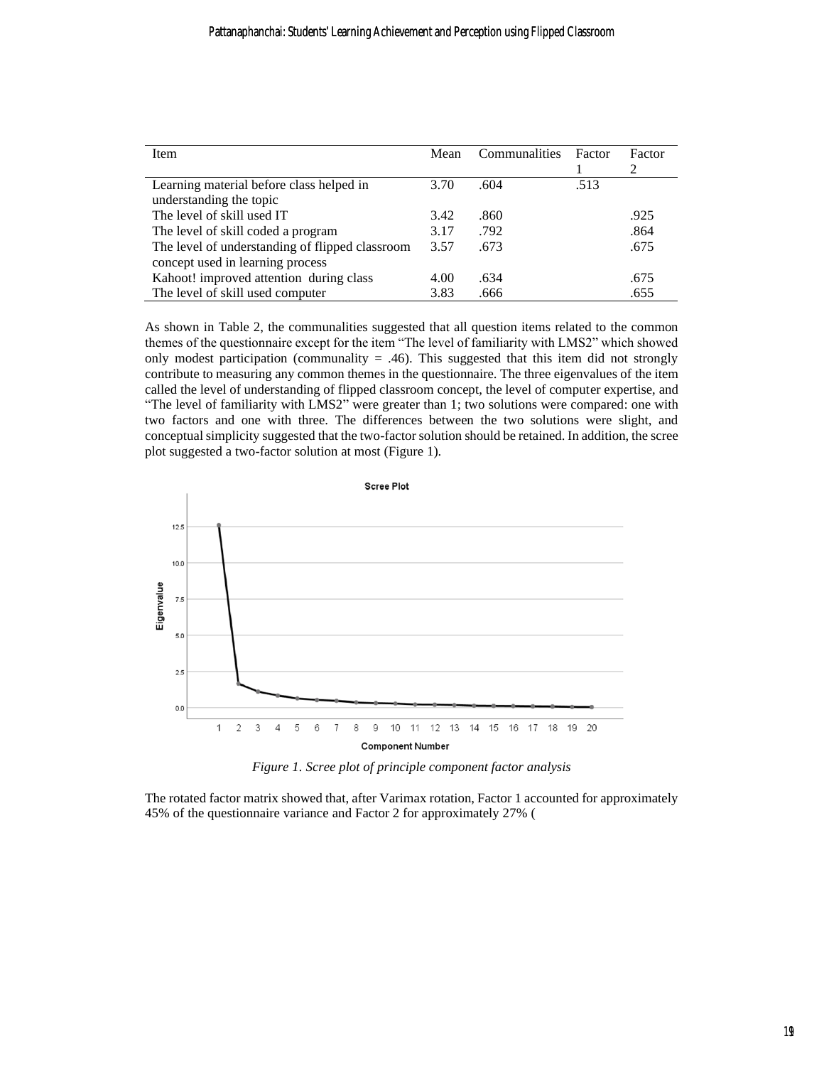| Item | Mean | Communalities | Factor 1 | Factor 2 |
|---|---|---|---|---|
| Learning material before class helped in understanding the topic | 3.70 | .604 | .513 | |
| The level of skill used IT | 3.42 | .860 | | .925 |
| The level of skill coded a program | 3.17 | .792 | | .864 |
| The level of understanding of flipped classroom concept used in learning process | 3.57 | .673 | | .675 |
| Kahoot! improved attention during class | 4.00 | .634 | | .675 |
| The level of skill used computer | 3.83 | .666 | | .655 |

As shown in Table 2, the communalities suggested that all question items related to the common themes of the questionnaire except for the item "The level of familiarity with LMS2" which showed only modest participation (communality = .46). This suggested that this item did not strongly contribute to measuring any common themes in the questionnaire. The three eigenvalues of the item called the level of understanding of flipped classroom concept, the level of computer expertise, and "The level of familiarity with LMS2" were greater than 1; two solutions were compared: one with two factors and one with three. The differences between the two solutions were slight, and conceptual simplicity suggested that the two-factor solution should be retained. In addition, the scree plot suggested a two-factor solution at most (Figure 1).

*Figure 1. Scree plot of principle component factor analysis*

The rotated factor matrix showed that, after Varimax rotation, Factor 1 accounted for approximately 45% of the questionnaire variance and Factor 2 for approximately 27% (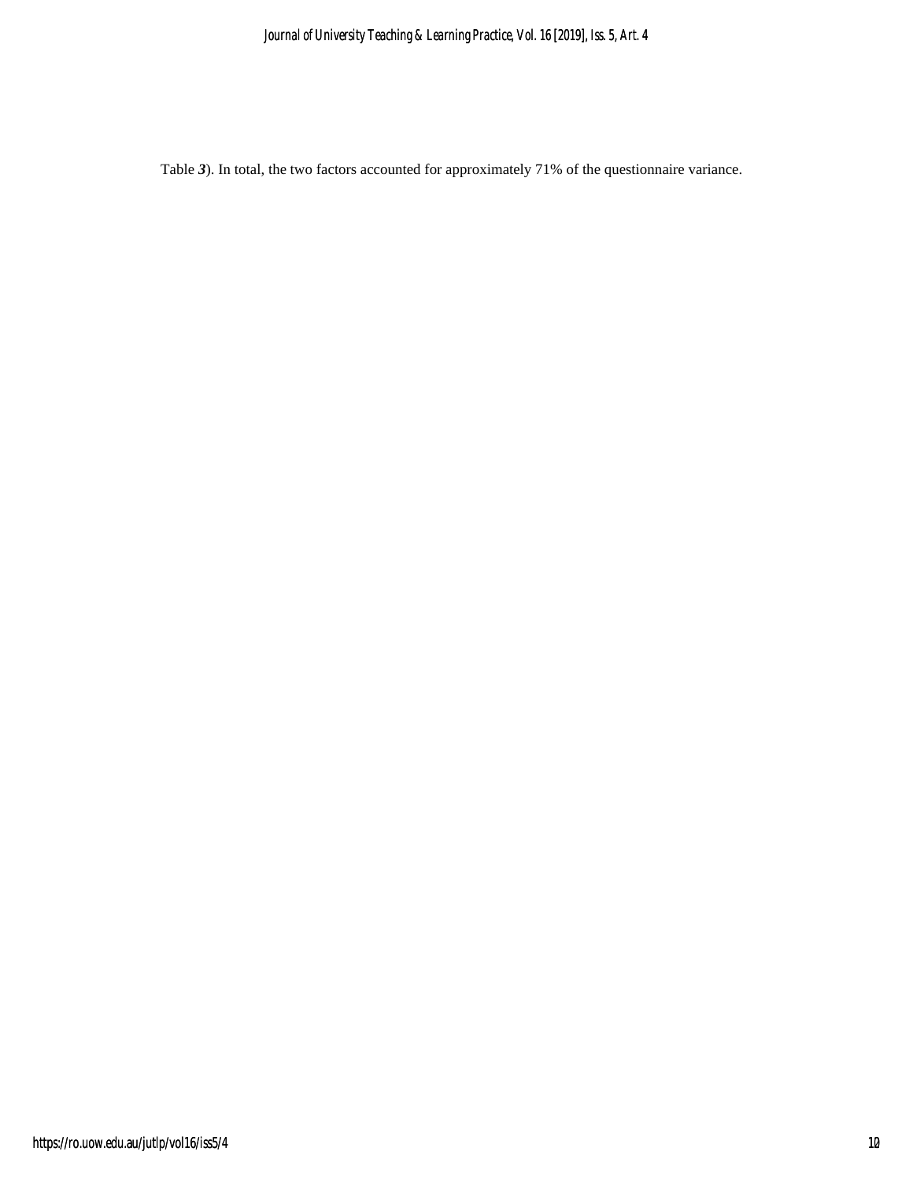Table ***3***). In total, the two factors accounted for approximately 71% of the questionnaire variance.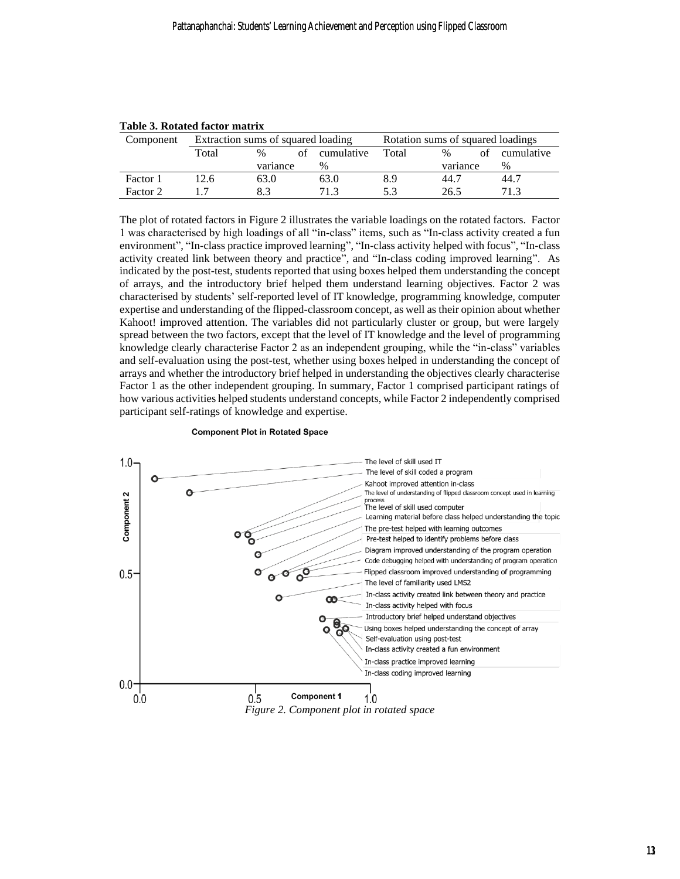**Table 3. Rotated factor matrix**

| Component | Extraction sums of squared loading | | | Rotation sums of squared loadings | | |
|---|---|---|---|---|---|---|
| | Total | % of variance | cumulative % | Total | % of variance | cumulative % |
| Factor 1 | 12.6 | 63.0 | 63.0 | 8.9 | 44.7 | 44.7 |
| Factor 2 | 1.7 | 8.3 | 71.3 | 5.3 | 26.5 | 71.3 |

The plot of rotated factors in Figure 2 illustrates the variable loadings on the rotated factors. Factor 1 was characterised by high loadings of all "in-class" items, such as "In-class activity created a fun environment", "In-class practice improved learning", "In-class activity helped with focus", "In-class activity created link between theory and practice", and "In-class coding improved learning". As indicated by the post-test, students reported that using boxes helped them understanding the concept of arrays, and the introductory brief helped them understand learning objectives. Factor 2 was characterised by students' self-reported level of IT knowledge, programming knowledge, computer expertise and understanding of the flipped-classroom concept, as well as their opinion about whether Kahoot! improved attention. The variables did not particularly cluster or group, but were largely spread between the two factors, except that the level of IT knowledge and the level of programming knowledge clearly characterise Factor 2 as an independent grouping, while the "in-class" variables and self-evaluation using the post-test, whether using boxes helped in understanding the concept of arrays and whether the introductory brief helped in understanding the objectives clearly characterise Factor 1 as the other independent grouping. In summary, Factor 1 comprised participant ratings of how various activities helped students understand concepts, while Factor 2 independently comprised participant self-ratings of knowledge and expertise.

*Figure 2. Component plot in rotated space*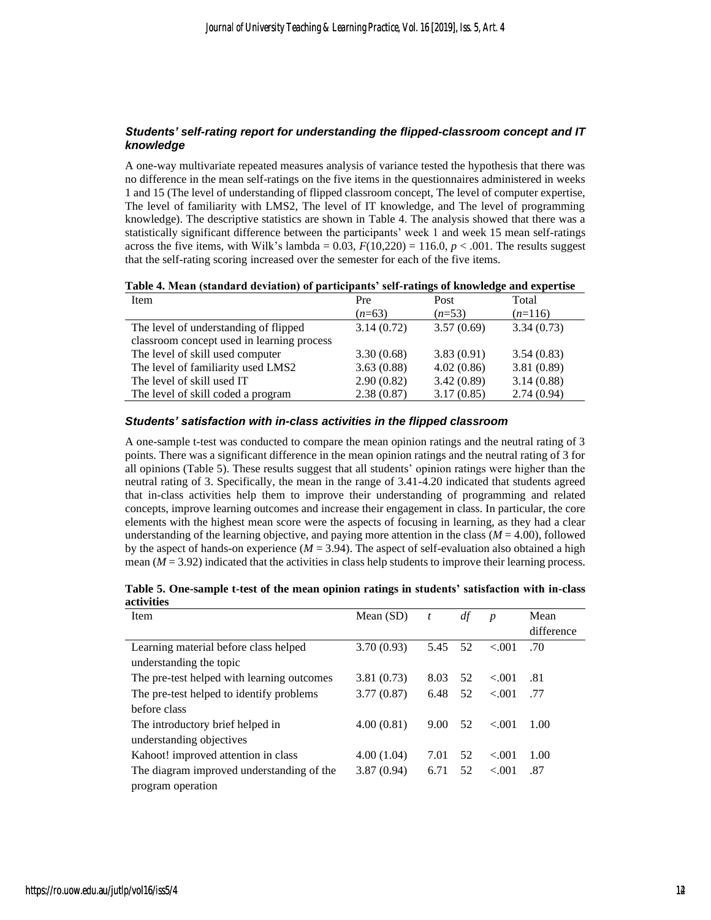### *Students' self-rating report for understanding the flipped-classroom concept and IT knowledge*

A one-way multivariate repeated measures analysis of variance tested the hypothesis that there was no difference in the mean self-ratings on the five items in the questionnaires administered in weeks 1 and 15 (The level of understanding of flipped classroom concept, The level of computer expertise, The level of familiarity with LMS2, The level of IT knowledge, and The level of programming knowledge). The descriptive statistics are shown in Table 4. The analysis showed that there was a statistically significant difference between the participants' week 1 and week 15 mean self-ratings across the five items, with Wilk's lambda = 0.03, $F(10,220) = 116.0$, $p < .001$. The results suggest that the self-rating scoring increased over the semester for each of the five items.

**Table 4. Mean (standard deviation) of participants' self-ratings of knowledge and expertise**

| Item | Pre<br>($n$=63) | Post<br>($n$=53) | Total<br>($n$=116) |
|---|---|---|---|
| The level of understanding of flipped classroom concept used in learning process | 3.14 (0.72) | 3.57 (0.69) | 3.34 (0.73) |
| The level of skill used computer | 3.30 (0.68) | 3.83 (0.91) | 3.54 (0.83) |
| The level of familiarity used LMS2 | 3.63 (0.88) | 4.02 (0.86) | 3.81 (0.89) |
| The level of skill used IT | 2.90 (0.82) | 3.42 (0.89) | 3.14 (0.88) |
| The level of skill coded a program | 2.38 (0.87) | 3.17 (0.85) | 2.74 (0.94) |

### *Students' satisfaction with in-class activities in the flipped classroom*

A one-sample t-test was conducted to compare the mean opinion ratings and the neutral rating of 3 points. There was a significant difference in the mean opinion ratings and the neutral rating of 3 for all opinions (Table 5). These results suggest that all students' opinion ratings were higher than the neutral rating of 3. Specifically, the mean in the range of 3.41-4.20 indicated that students agreed that in-class activities help them to improve their understanding of programming and related concepts, improve learning outcomes and increase their engagement in class. In particular, the core elements with the highest mean score were the aspects of focusing in learning, as they had a clear understanding of the learning objective, and paying more attention in the class ($M = 4.00$), followed by the aspect of hands-on experience ($M = 3.94$). The aspect of self-evaluation also obtained a high mean ($M = 3.92$) indicated that the activities in class help students to improve their learning process.

**Table 5. One-sample t-test of the mean opinion ratings in students' satisfaction with in-class activities**

| Item | Mean (SD) | $t$ | $df$ | $p$ | Mean difference |
|---|---|---|---|---|---|
| Learning material before class helped understanding the topic | 3.70 (0.93) | 5.45 | 52 | <.001 | .70 |
| The pre-test helped with learning outcomes | 3.81 (0.73) | 8.03 | 52 | <.001 | .81 |
| The pre-test helped to identify problems before class | 3.77 (0.87) | 6.48 | 52 | <.001 | .77 |
| The introductory brief helped in understanding objectives | 4.00 (0.81) | 9.00 | 52 | <.001 | 1.00 |
| Kahoot! improved attention in class | 4.00 (1.04) | 7.01 | 52 | <.001 | 1.00 |
| The diagram improved understanding of the program operation | 3.87 (0.94) | 6.71 | 52 | <.001 | .87 |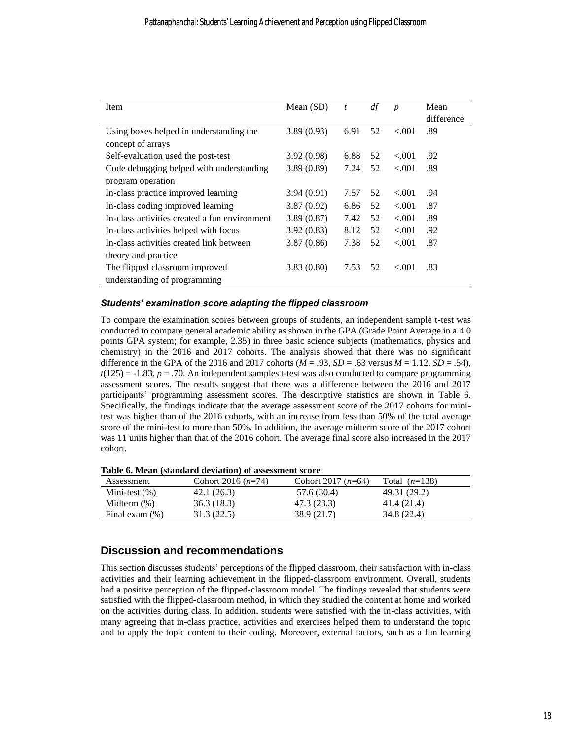| Item | Mean (SD) | $t$ | $df$ | $p$ | Mean difference |
|---|---|---|---|---|---|
| Using boxes helped in understanding the concept of arrays | 3.89 (0.93) | 6.91 | 52 | <.001 | .89 |
| Self-evaluation used the post-test | 3.92 (0.98) | 6.88 | 52 | <.001 | .92 |
| Code debugging helped with understanding program operation | 3.89 (0.89) | 7.24 | 52 | <.001 | .89 |
| In-class practice improved learning | 3.94 (0.91) | 7.57 | 52 | <.001 | .94 |
| In-class coding improved learning | 3.87 (0.92) | 6.86 | 52 | <.001 | .87 |
| In-class activities created a fun environment | 3.89 (0.87) | 7.42 | 52 | <.001 | .89 |
| In-class activities helped with focus | 3.92 (0.83) | 8.12 | 52 | <.001 | .92 |
| In-class activities created link between theory and practice | 3.87 (0.86) | 7.38 | 52 | <.001 | .87 |
| The flipped classroom improved understanding of programming | 3.83 (0.80) | 7.53 | 52 | <.001 | .83 |

### *Students' examination score adapting the flipped classroom*

To compare the examination scores between groups of students, an independent sample t-test was conducted to compare general academic ability as shown in the GPA (Grade Point Average in a 4.0 points GPA system; for example, 2.35) in three basic science subjects (mathematics, physics and chemistry) in the 2016 and 2017 cohorts. The analysis showed that there was no significant difference in the GPA of the 2016 and 2017 cohorts ($M = .93$, $SD = .63$ versus $M = 1.12$, $SD = .54$), $t(125) = -1.83$, $p = .70$. An independent samples t-test was also conducted to compare programming assessment scores. The results suggest that there was a difference between the 2016 and 2017 participants' programming assessment scores. The descriptive statistics are shown in Table 6. Specifically, the findings indicate that the average assessment score of the 2017 cohorts for mini-test was higher than of the 2016 cohorts, with an increase from less than 50% of the total average score of the mini-test to more than 50%. In addition, the average midterm score of the 2017 cohort was 11 units higher than that of the 2016 cohort. The average final score also increased in the 2017 cohort.

**Table 6. Mean (standard deviation) of assessment score**

| Assessment | Cohort 2016 ($n$=74) | Cohort 2017 ($n$=64) | Total ($n$=138) |
|---|---|---|---|
| Mini-test (%) | 42.1 (26.3) | 57.6 (30.4) | 49.31 (29.2) |
| Midterm (%) | 36.3 (18.3) | 47.3 (23.3) | 41.4 (21.4) |
| Final exam (%) | 31.3 (22.5) | 38.9 (21.7) | 34.8 (22.4) |

## Discussion and recommendations

This section discusses students' perceptions of the flipped classroom, their satisfaction with in-class activities and their learning achievement in the flipped-classroom environment. Overall, students had a positive perception of the flipped-classroom model. The findings revealed that students were satisfied with the flipped-classroom method, in which they studied the content at home and worked on the activities during class. In addition, students were satisfied with the in-class activities, with many agreeing that in-class practice, activities and exercises helped them to understand the topic and to apply the topic content to their coding. Moreover, external factors, such as a fun learning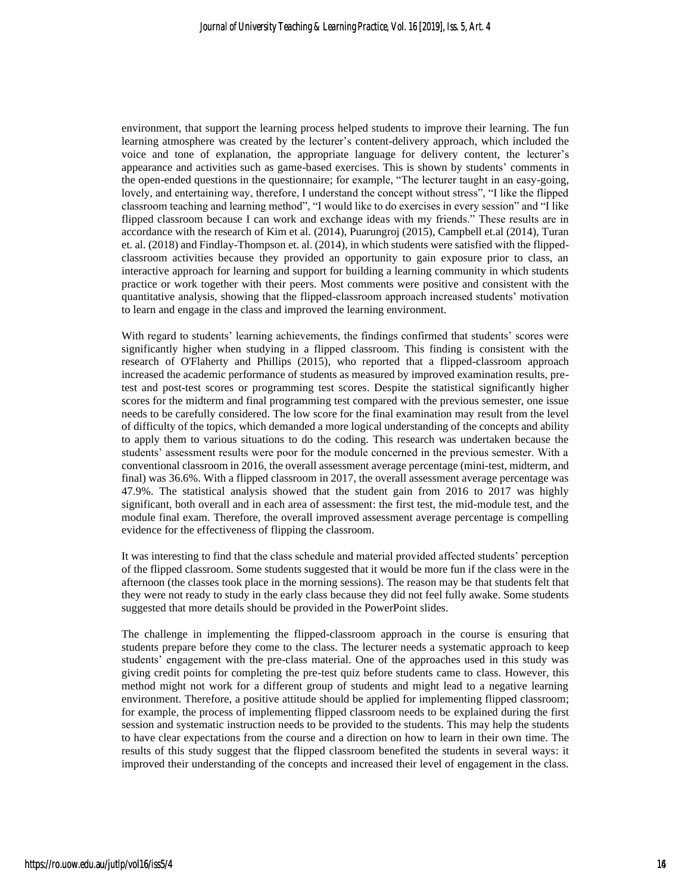environment, that support the learning process helped students to improve their learning. The fun learning atmosphere was created by the lecturer's content-delivery approach, which included the voice and tone of explanation, the appropriate language for delivery content, the lecturer's appearance and activities such as game-based exercises. This is shown by students' comments in the open-ended questions in the questionnaire; for example, "The lecturer taught in an easy-going, lovely, and entertaining way, therefore, I understand the concept without stress", "I like the flipped classroom teaching and learning method", "I would like to do exercises in every session" and "I like flipped classroom because I can work and exchange ideas with my friends." These results are in accordance with the research of Kim et al. (2014), Puarungroj (2015), Campbell et.al (2014), Turan et. al. (2018) and Findlay-Thompson et. al. (2014), in which students were satisfied with the flipped-classroom activities because they provided an opportunity to gain exposure prior to class, an interactive approach for learning and support for building a learning community in which students practice or work together with their peers. Most comments were positive and consistent with the quantitative analysis, showing that the flipped-classroom approach increased students' motivation to learn and engage in the class and improved the learning environment.

With regard to students' learning achievements, the findings confirmed that students' scores were significantly higher when studying in a flipped classroom. This finding is consistent with the research of O'Flaherty and Phillips (2015), who reported that a flipped-classroom approach increased the academic performance of students as measured by improved examination results, pre-test and post-test scores or programming test scores. Despite the statistical significantly higher scores for the midterm and final programming test compared with the previous semester, one issue needs to be carefully considered. The low score for the final examination may result from the level of difficulty of the topics, which demanded a more logical understanding of the concepts and ability to apply them to various situations to do the coding. This research was undertaken because the students' assessment results were poor for the module concerned in the previous semester. With a conventional classroom in 2016, the overall assessment average percentage (mini-test, midterm, and final) was 36.6%. With a flipped classroom in 2017, the overall assessment average percentage was 47.9%. The statistical analysis showed that the student gain from 2016 to 2017 was highly significant, both overall and in each area of assessment: the first test, the mid-module test, and the module final exam. Therefore, the overall improved assessment average percentage is compelling evidence for the effectiveness of flipping the classroom.

It was interesting to find that the class schedule and material provided affected students' perception of the flipped classroom. Some students suggested that it would be more fun if the class were in the afternoon (the classes took place in the morning sessions). The reason may be that students felt that they were not ready to study in the early class because they did not feel fully awake. Some students suggested that more details should be provided in the PowerPoint slides.

The challenge in implementing the flipped-classroom approach in the course is ensuring that students prepare before they come to the class. The lecturer needs a systematic approach to keep students' engagement with the pre-class material. One of the approaches used in this study was giving credit points for completing the pre-test quiz before students came to class. However, this method might not work for a different group of students and might lead to a negative learning environment. Therefore, a positive attitude should be applied for implementing flipped classroom; for example, the process of implementing flipped classroom needs to be explained during the first session and systematic instruction needs to be provided to the students. This may help the students to have clear expectations from the course and a direction on how to learn in their own time. The results of this study suggest that the flipped classroom benefited the students in several ways: it improved their understanding of the concepts and increased their level of engagement in the class.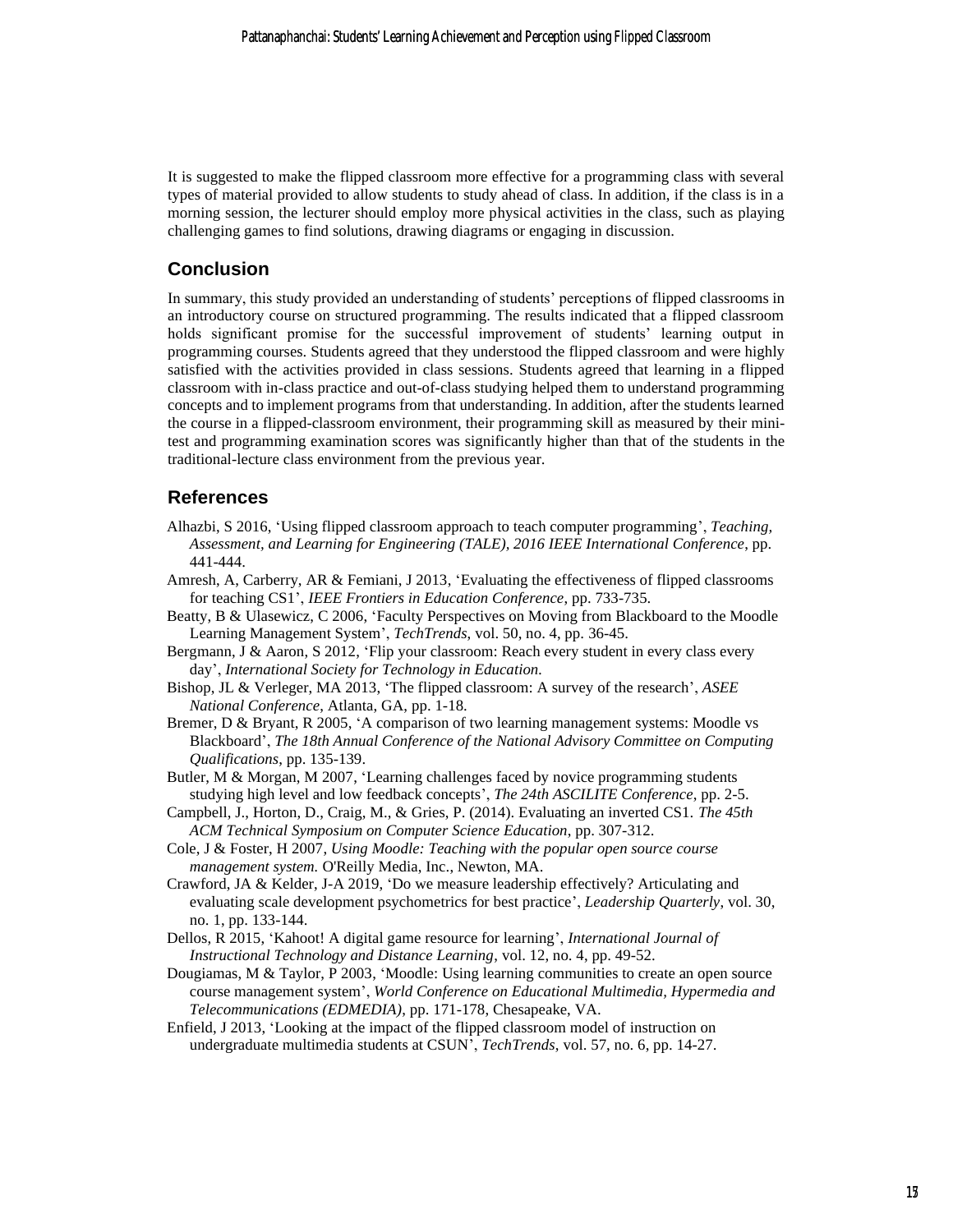It is suggested to make the flipped classroom more effective for a programming class with several types of material provided to allow students to study ahead of class. In addition, if the class is in a morning session, the lecturer should employ more physical activities in the class, such as playing challenging games to find solutions, drawing diagrams or engaging in discussion.

## Conclusion

In summary, this study provided an understanding of students' perceptions of flipped classrooms in an introductory course on structured programming. The results indicated that a flipped classroom holds significant promise for the successful improvement of students' learning output in programming courses. Students agreed that they understood the flipped classroom and were highly satisfied with the activities provided in class sessions. Students agreed that learning in a flipped classroom with in-class practice and out-of-class studying helped them to understand programming concepts and to implement programs from that understanding. In addition, after the students learned the course in a flipped-classroom environment, their programming skill as measured by their mini-test and programming examination scores was significantly higher than that of the students in the traditional-lecture class environment from the previous year.

## References

Alhazbi, S 2016, 'Using flipped classroom approach to teach computer programming', *Teaching, Assessment, and Learning for Engineering (TALE), 2016 IEEE International Conference*, pp. 441-444.

Amresh, A, Carberry, AR & Femiani, J 2013, 'Evaluating the effectiveness of flipped classrooms for teaching CS1', *IEEE Frontiers in Education Conference*, pp. 733-735.

Beatty, B & Ulasewicz, C 2006, 'Faculty Perspectives on Moving from Blackboard to the Moodle Learning Management System', *TechTrends*, vol. 50, no. 4, pp. 36-45.

Bergmann, J & Aaron, S 2012, 'Flip your classroom: Reach every student in every class every day', *International Society for Technology in Education*.

Bishop, JL & Verleger, MA 2013, 'The flipped classroom: A survey of the research', *ASEE National Conference*, Atlanta, GA, pp. 1-18.

Bremer, D & Bryant, R 2005, 'A comparison of two learning management systems: Moodle vs Blackboard', *The 18th Annual Conference of the National Advisory Committee on Computing Qualifications*, pp. 135-139.

Butler, M & Morgan, M 2007, 'Learning challenges faced by novice programming students studying high level and low feedback concepts', *The 24th ASCILITE Conference*, pp. 2-5.

Campbell, J., Horton, D., Craig, M., & Gries, P. (2014). Evaluating an inverted CS1. *The 45th ACM Technical Symposium on Computer Science Education*, pp. 307-312.

Cole, J & Foster, H 2007, *Using Moodle: Teaching with the popular open source course management system.* O'Reilly Media, Inc., Newton, MA.

Crawford, JA & Kelder, J-A 2019, 'Do we measure leadership effectively? Articulating and evaluating scale development psychometrics for best practice', *Leadership Quarterly*, vol. 30, no. 1, pp. 133-144.

Dellos, R 2015, 'Kahoot! A digital game resource for learning', *International Journal of Instructional Technology and Distance Learning*, vol. 12, no. 4, pp. 49-52.

Dougiamas, M & Taylor, P 2003, 'Moodle: Using learning communities to create an open source course management system', *World Conference on Educational Multimedia, Hypermedia and Telecommunications (EDMEDIA)*, pp. 171-178, Chesapeake, VA.

Enfield, J 2013, 'Looking at the impact of the flipped classroom model of instruction on undergraduate multimedia students at CSUN', *TechTrends*, vol. 57, no. 6, pp. 14-27.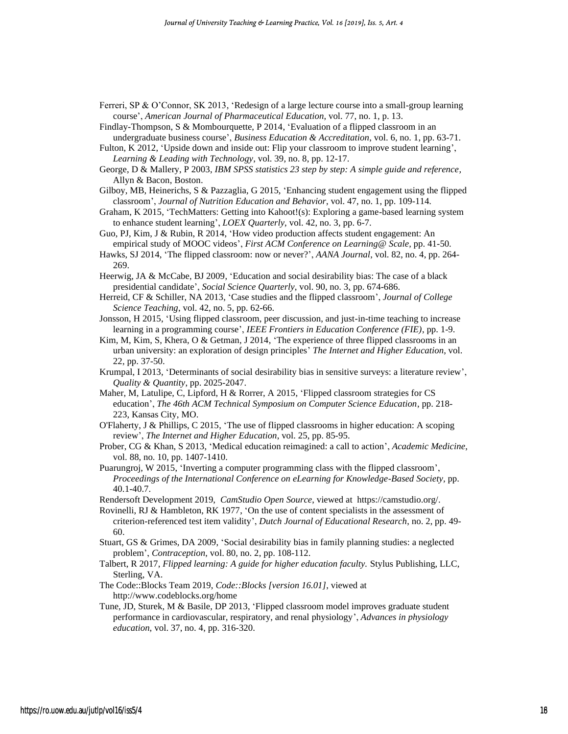Ferreri, SP & O'Connor, SK 2013, 'Redesign of a large lecture course into a small-group learning course', *American Journal of Pharmaceutical Education*, vol. 77, no. 1, p. 13.

Findlay-Thompson, S & Mombourquette, P 2014, 'Evaluation of a flipped classroom in an undergraduate business course', *Business Education & Accreditation*, vol. 6, no. 1, pp. 63-71.

Fulton, K 2012, 'Upside down and inside out: Flip your classroom to improve student learning', *Learning & Leading with Technology*, vol. 39, no. 8, pp. 12-17.

George, D & Mallery, P 2003, *IBM SPSS statistics 23 step by step: A simple guide and reference*, Allyn & Bacon, Boston.

Gilboy, MB, Heinerichs, S & Pazzaglia, G 2015, 'Enhancing student engagement using the flipped classroom', *Journal of Nutrition Education and Behavior*, vol. 47, no. 1, pp. 109-114.

Graham, K 2015, 'TechMatters: Getting into Kahoot!(s): Exploring a game-based learning system to enhance student learning', *LOEX Quarterly*, vol. 42, no. 3, pp. 6-7.

Guo, PJ, Kim, J & Rubin, R 2014, 'How video production affects student engagement: An empirical study of MOOC videos', *First ACM Conference on Learning@ Scale*, pp. 41-50.

Hawks, SJ 2014, 'The flipped classroom: now or never?', *AANA Journal*, vol. 82, no. 4, pp. 264-269.

Heerwig, JA & McCabe, BJ 2009, 'Education and social desirability bias: The case of a black presidential candidate', *Social Science Quarterly*, vol. 90, no. 3, pp. 674-686.

Herreid, CF & Schiller, NA 2013, 'Case studies and the flipped classroom', *Journal of College Science Teaching*, vol. 42, no. 5, pp. 62-66.

Jonsson, H 2015, 'Using flipped classroom, peer discussion, and just-in-time teaching to increase learning in a programming course', *IEEE Frontiers in Education Conference (FIE)*, pp. 1-9.

Kim, M, Kim, S, Khera, O & Getman, J 2014, 'The experience of three flipped classrooms in an urban university: an exploration of design principles' *The Internet and Higher Education*, vol. 22, pp. 37-50.

Krumpal, I 2013, 'Determinants of social desirability bias in sensitive surveys: a literature review', *Quality & Quantity*, pp. 2025-2047.

Maher, M, Latulipe, C, Lipford, H & Rorrer, A 2015, 'Flipped classroom strategies for CS education', *The 46th ACM Technical Symposium on Computer Science Education*, pp. 218-223, Kansas City, MO.

O'Flaherty, J & Phillips, C 2015, 'The use of flipped classrooms in higher education: A scoping review', *The Internet and Higher Education*, vol. 25, pp. 85-95.

Prober, CG & Khan, S 2013, 'Medical education reimagined: a call to action', *Academic Medicine*, vol. 88, no. 10, pp. 1407-1410.

Puarungroj, W 2015, 'Inverting a computer programming class with the flipped classroom', *Proceedings of the International Conference on eLearning for Knowledge-Based Society*, pp. 40.1-40.7.

Rendersoft Development 2019, *CamStudio Open Source*, viewed at https://camstudio.org/.

Rovinelli, RJ & Hambleton, RK 1977, 'On the use of content specialists in the assessment of criterion-referenced test item validity', *Dutch Journal of Educational Research*, no. 2, pp. 49-60.

Stuart, GS & Grimes, DA 2009, 'Social desirability bias in family planning studies: a neglected problem', *Contraception*, vol. 80, no. 2, pp. 108-112.

Talbert, R 2017, *Flipped learning: A guide for higher education faculty.* Stylus Publishing, LLC, Sterling, VA.

The Code::Blocks Team 2019, *Code::Blocks [version 16.01]*, viewed at http://www.codeblocks.org/home

Tune, JD, Sturek, M & Basile, DP 2013, 'Flipped classroom model improves graduate student performance in cardiovascular, respiratory, and renal physiology', *Advances in physiology education*, vol. 37, no. 4, pp. 316-320.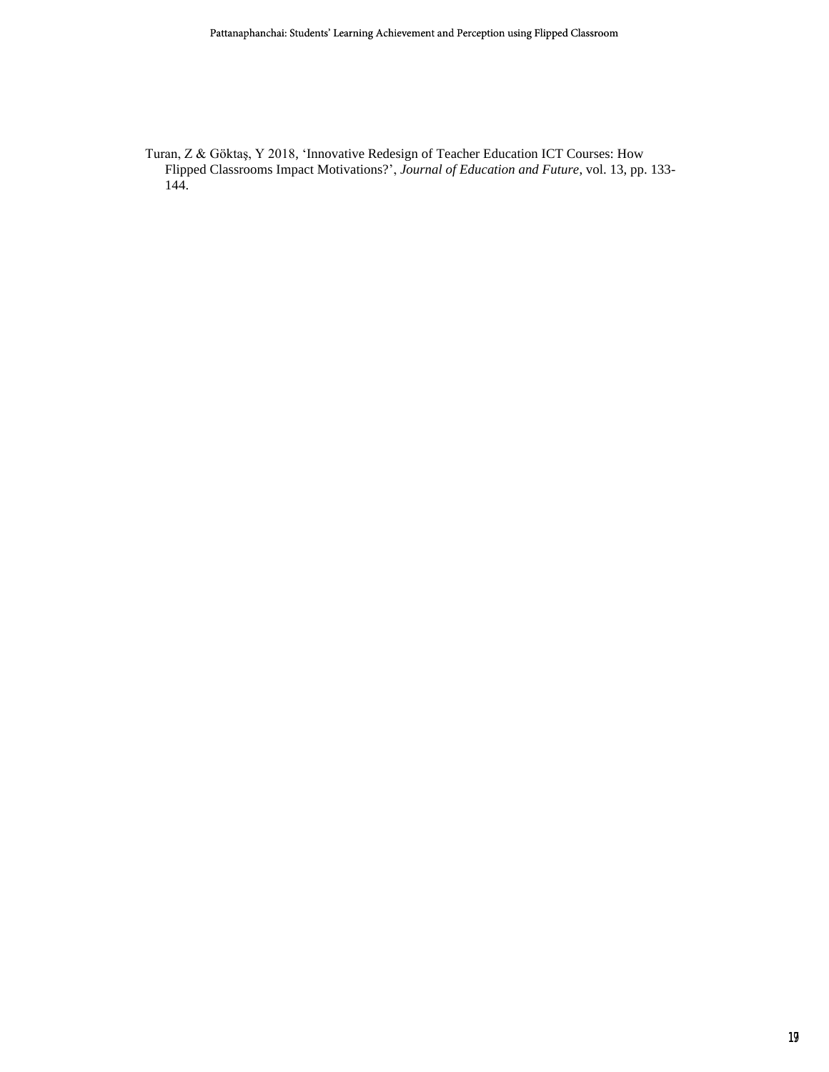Turan, Z & Göktaş, Y 2018, 'Innovative Redesign of Teacher Education ICT Courses: How Flipped Classrooms Impact Motivations?', *Journal of Education and Future*, vol. 13, pp. 133-144.